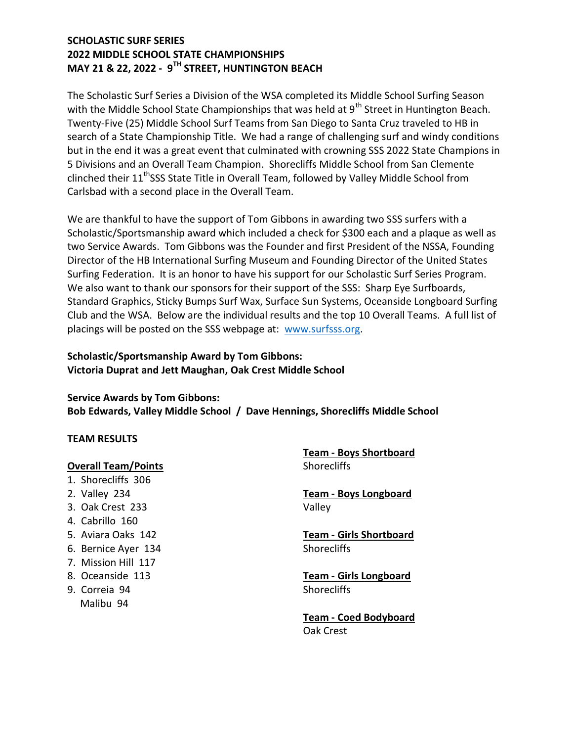**SCHOLASTIC SURF SERIES**
**2022 MIDDLE SCHOOL STATE CHAMPIONSHIPS**
**MAY 21 & 22, 2022 - 9TH STREET, HUNTINGTON BEACH**

The Scholastic Surf Series a Division of the WSA completed its Middle School Surfing Season with the Middle School State Championships that was held at 9th Street in Huntington Beach. Twenty-Five (25) Middle School Surf Teams from San Diego to Santa Cruz traveled to HB in search of a State Championship Title. We had a range of challenging surf and windy conditions but in the end it was a great event that culminated with crowning SSS 2022 State Champions in 5 Divisions and an Overall Team Champion. Shorecliffs Middle School from San Clemente clinched their 11th SSS State Title in Overall Team, followed by Valley Middle School from Carlsbad with a second place in the Overall Team.

We are thankful to have the support of Tom Gibbons in awarding two SSS surfers with a Scholastic/Sportsmanship award which included a check for $300 each and a plaque as well as two Service Awards. Tom Gibbons was the Founder and first President of the NSSA, Founding Director of the HB International Surfing Museum and Founding Director of the United States Surfing Federation. It is an honor to have his support for our Scholastic Surf Series Program. We also want to thank our sponsors for their support of the SSS: Sharp Eye Surfboards, Standard Graphics, Sticky Bumps Surf Wax, Surface Sun Systems, Oceanside Longboard Surfing Club and the WSA. Below are the individual results and the top 10 Overall Teams. A full list of placings will be posted on the SSS webpage at: www.surfsss.org.

**Scholastic/Sportsmanship Award by Tom Gibbons:**
**Victoria Duprat and Jett Maughan, Oak Crest Middle School**

**Service Awards by Tom Gibbons:**
**Bob Edwards, Valley Middle School / Dave Hennings, Shorecliffs Middle School**

**TEAM RESULTS**

**Overall Team/Points**

1. Shorecliffs 306
2. Valley 234
3. Oak Crest 233
4. Cabrillo 160
5. Aviara Oaks 142
6. Bernice Ayer 134
7. Mission Hill 117
8. Oceanside 113
9. Correia 94
   Malibu 94

**Team - Boys Shortboard**
Shorecliffs

**Team - Boys Longboard**
Valley

**Team - Girls Shortboard**
Shorecliffs

**Team - Girls Longboard**
Shorecliffs

**Team - Coed Bodyboard**
Oak Crest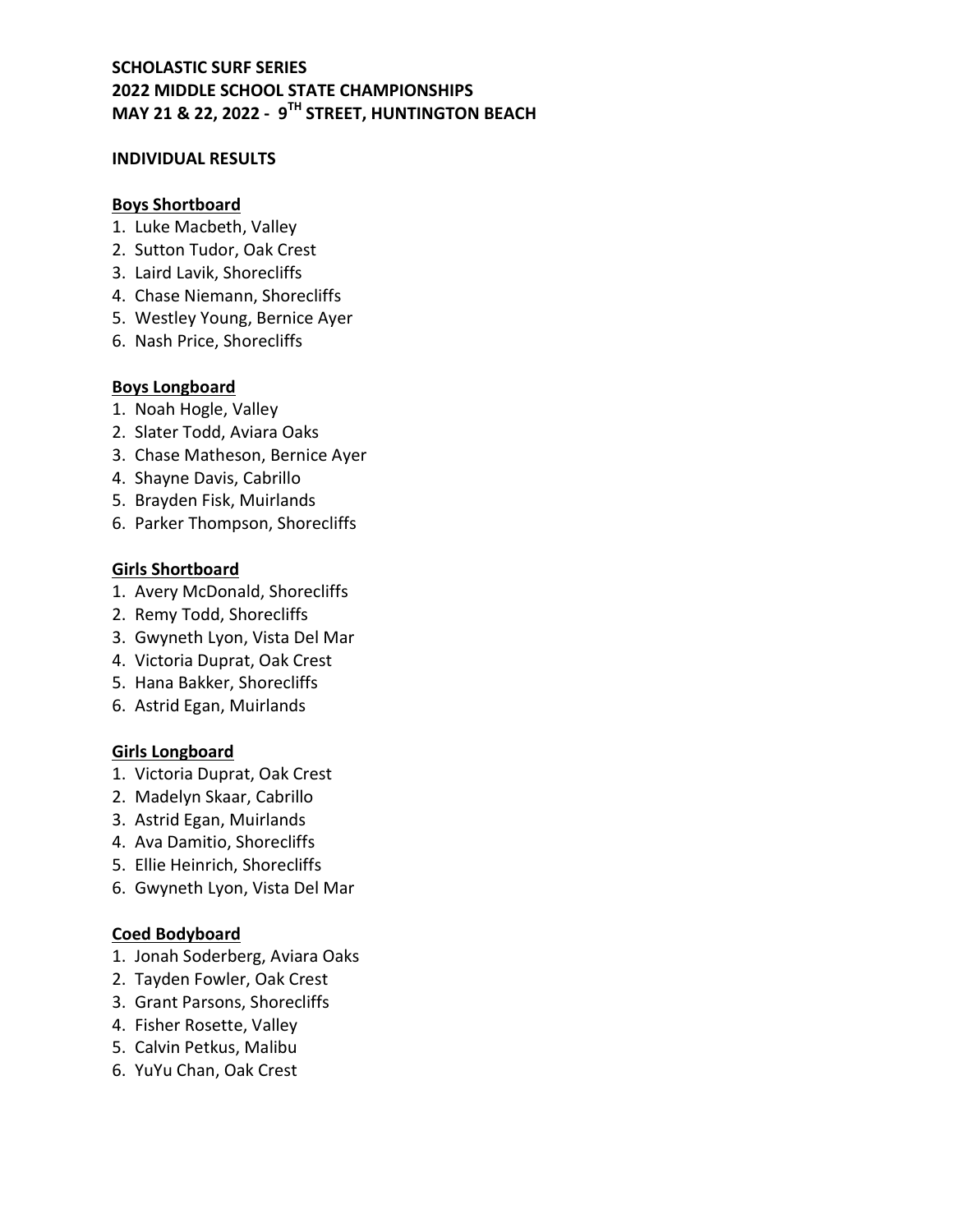**SCHOLASTIC SURF SERIES**
**2022 MIDDLE SCHOOL STATE CHAMPIONSHIPS**
**MAY 21 & 22, 2022 - 9TH STREET, HUNTINGTON BEACH**

**INDIVIDUAL RESULTS**

**Boys Shortboard**

1. Luke Macbeth, Valley
2. Sutton Tudor, Oak Crest
3. Laird Lavik, Shorecliffs
4. Chase Niemann, Shorecliffs
5. Westley Young, Bernice Ayer
6. Nash Price, Shorecliffs

**Boys Longboard**

1. Noah Hogle, Valley
2. Slater Todd, Aviara Oaks
3. Chase Matheson, Bernice Ayer
4. Shayne Davis, Cabrillo
5. Brayden Fisk, Muirlands
6. Parker Thompson, Shorecliffs

**Girls Shortboard**

1. Avery McDonald, Shorecliffs
2. Remy Todd, Shorecliffs
3. Gwyneth Lyon, Vista Del Mar
4. Victoria Duprat, Oak Crest
5. Hana Bakker, Shorecliffs
6. Astrid Egan, Muirlands

**Girls Longboard**

1. Victoria Duprat, Oak Crest
2. Madelyn Skaar, Cabrillo
3. Astrid Egan, Muirlands
4. Ava Damitio, Shorecliffs
5. Ellie Heinrich, Shorecliffs
6. Gwyneth Lyon, Vista Del Mar

**Coed Bodyboard**

1. Jonah Soderberg, Aviara Oaks
2. Tayden Fowler, Oak Crest
3. Grant Parsons, Shorecliffs
4. Fisher Rosette, Valley
5. Calvin Petkus, Malibu
6. YuYu Chan, Oak Crest